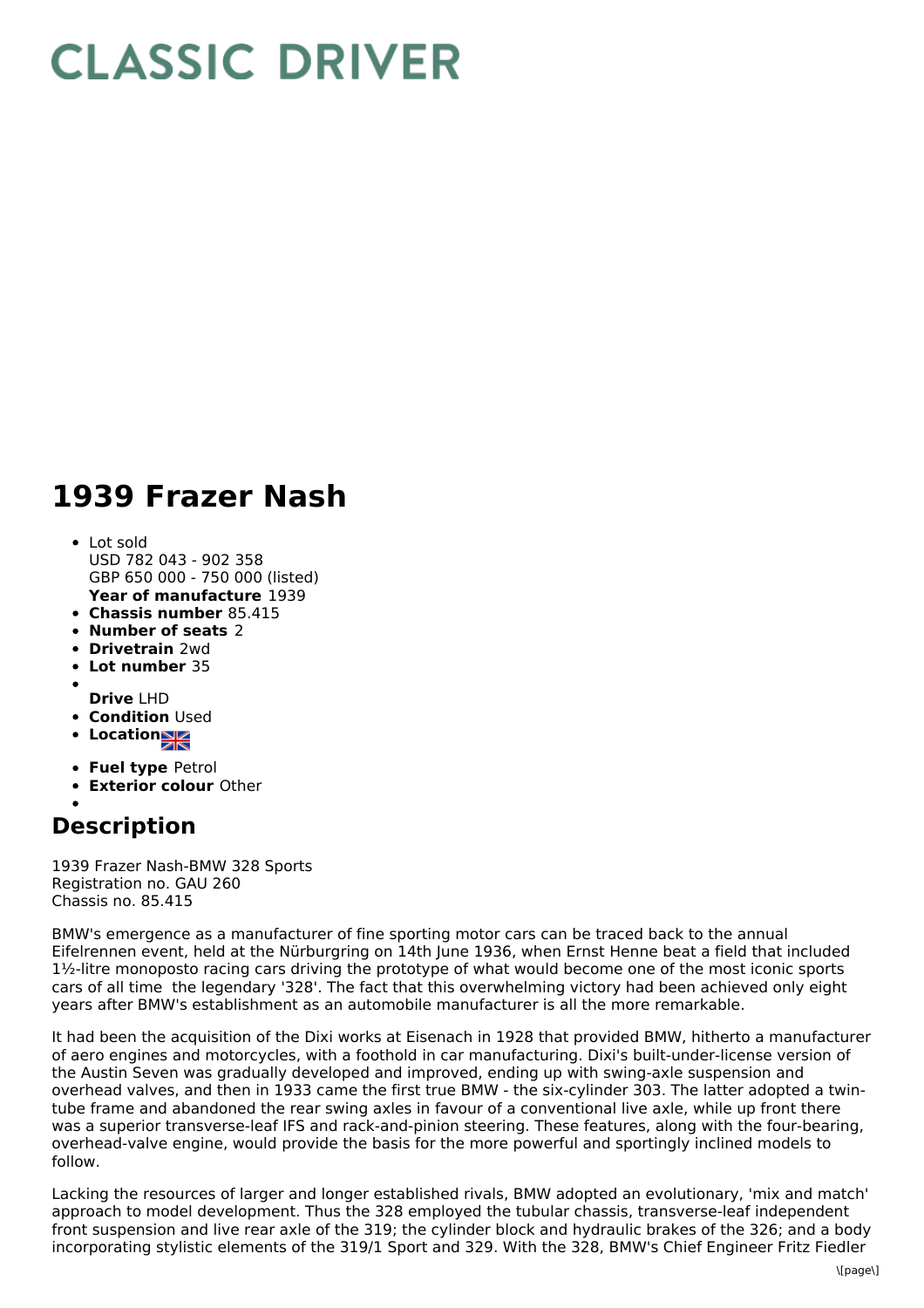# CLASSIC DRIVER

# 1939 Frazer Nash

- Lot sold
  USD 782 043 - 902 358
  GBP 650 000 - 750 000 (listed)
  **Year of manufacture** 1939
- **Chassis number** 85.415
- **Number of seats** 2
- **Drivetrain** 2wd
- **Lot number** 35
- 
  **Drive** LHD
- **Condition** Used
- **Location**
- **Fuel type** Petrol
- **Exterior colour** Other
- 

## Description

1939 Frazer Nash-BMW 328 Sports
Registration no. GAU 260
Chassis no. 85.415

BMW's emergence as a manufacturer of fine sporting motor cars can be traced back to the annual Eifelrennen event, held at the Nürburgring on 14th June 1936, when Ernst Henne beat a field that included 1½-litre monoposto racing cars driving the prototype of what would become one of the most iconic sports cars of all time  the legendary '328'. The fact that this overwhelming victory had been achieved only eight years after BMW's establishment as an automobile manufacturer is all the more remarkable.

It had been the acquisition of the Dixi works at Eisenach in 1928 that provided BMW, hitherto a manufacturer of aero engines and motorcycles, with a foothold in car manufacturing. Dixi's built-under-license version of the Austin Seven was gradually developed and improved, ending up with swing-axle suspension and overhead valves, and then in 1933 came the first true BMW - the six-cylinder 303. The latter adopted a twin-tube frame and abandoned the rear swing axles in favour of a conventional live axle, while up front there was a superior transverse-leaf IFS and rack-and-pinion steering. These features, along with the four-bearing, overhead-valve engine, would provide the basis for the more powerful and sportingly inclined models to follow.

Lacking the resources of larger and longer established rivals, BMW adopted an evolutionary, 'mix and match' approach to model development. Thus the 328 employed the tubular chassis, transverse-leaf independent front suspension and live rear axle of the 319; the cylinder block and hydraulic brakes of the 326; and a body incorporating stylistic elements of the 319/1 Sport and 329. With the 328, BMW's Chief Engineer Fritz Fiedler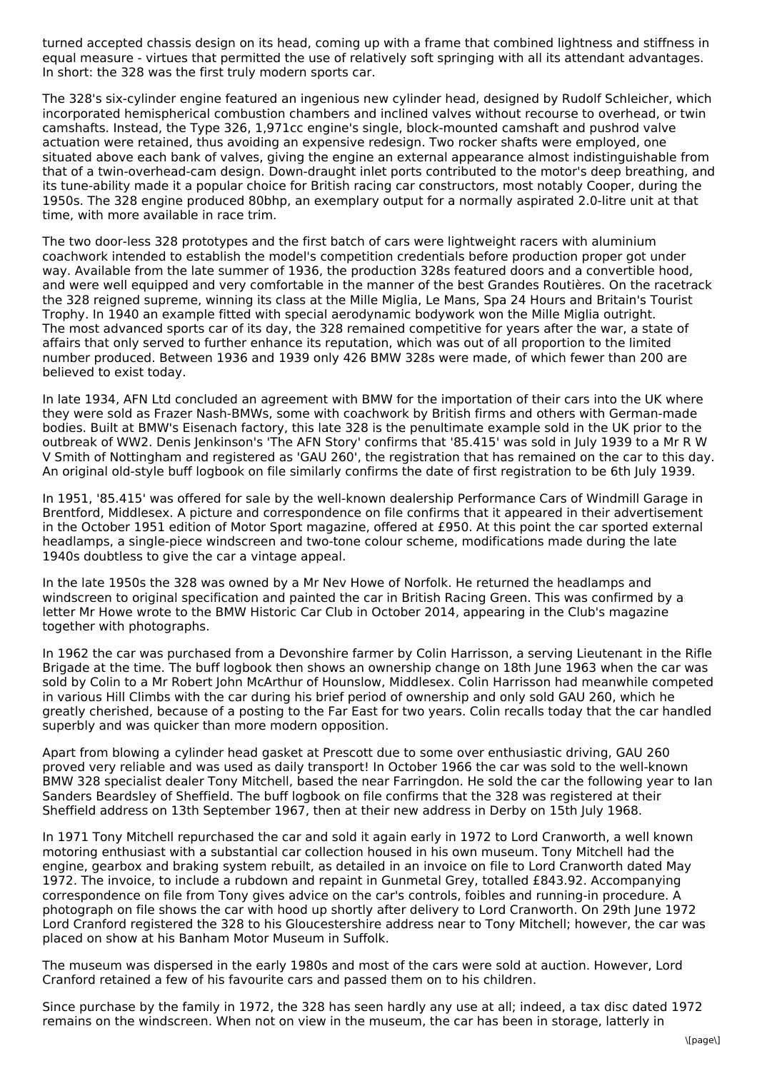turned accepted chassis design on its head, coming up with a frame that combined lightness and stiffness in equal measure - virtues that permitted the use of relatively soft springing with all its attendant advantages. In short: the 328 was the first truly modern sports car.

The 328's six-cylinder engine featured an ingenious new cylinder head, designed by Rudolf Schleicher, which incorporated hemispherical combustion chambers and inclined valves without recourse to overhead, or twin camshafts. Instead, the Type 326, 1,971cc engine's single, block-mounted camshaft and pushrod valve actuation were retained, thus avoiding an expensive redesign. Two rocker shafts were employed, one situated above each bank of valves, giving the engine an external appearance almost indistinguishable from that of a twin-overhead-cam design. Down-draught inlet ports contributed to the motor's deep breathing, and its tune-ability made it a popular choice for British racing car constructors, most notably Cooper, during the 1950s. The 328 engine produced 80bhp, an exemplary output for a normally aspirated 2.0-litre unit at that time, with more available in race trim.

The two door-less 328 prototypes and the first batch of cars were lightweight racers with aluminium coachwork intended to establish the model's competition credentials before production proper got under way. Available from the late summer of 1936, the production 328s featured doors and a convertible hood, and were well equipped and very comfortable in the manner of the best Grandes Routières. On the racetrack the 328 reigned supreme, winning its class at the Mille Miglia, Le Mans, Spa 24 Hours and Britain's Tourist Trophy. In 1940 an example fitted with special aerodynamic bodywork won the Mille Miglia outright.
The most advanced sports car of its day, the 328 remained competitive for years after the war, a state of affairs that only served to further enhance its reputation, which was out of all proportion to the limited number produced. Between 1936 and 1939 only 426 BMW 328s were made, of which fewer than 200 are believed to exist today.

In late 1934, AFN Ltd concluded an agreement with BMW for the importation of their cars into the UK where they were sold as Frazer Nash-BMWs, some with coachwork by British firms and others with German-made bodies. Built at BMW's Eisenach factory, this late 328 is the penultimate example sold in the UK prior to the outbreak of WW2. Denis Jenkinson's 'The AFN Story' confirms that '85.415' was sold in July 1939 to a Mr R W V Smith of Nottingham and registered as 'GAU 260', the registration that has remained on the car to this day. An original old-style buff logbook on file similarly confirms the date of first registration to be 6th July 1939.

In 1951, '85.415' was offered for sale by the well-known dealership Performance Cars of Windmill Garage in Brentford, Middlesex. A picture and correspondence on file confirms that it appeared in their advertisement in the October 1951 edition of Motor Sport magazine, offered at £950. At this point the car sported external headlamps, a single-piece windscreen and two-tone colour scheme, modifications made during the late 1940s doubtless to give the car a vintage appeal.

In the late 1950s the 328 was owned by a Mr Nev Howe of Norfolk. He returned the headlamps and windscreen to original specification and painted the car in British Racing Green. This was confirmed by a letter Mr Howe wrote to the BMW Historic Car Club in October 2014, appearing in the Club's magazine together with photographs.

In 1962 the car was purchased from a Devonshire farmer by Colin Harrisson, a serving Lieutenant in the Rifle Brigade at the time. The buff logbook then shows an ownership change on 18th June 1963 when the car was sold by Colin to a Mr Robert John McArthur of Hounslow, Middlesex. Colin Harrisson had meanwhile competed in various Hill Climbs with the car during his brief period of ownership and only sold GAU 260, which he greatly cherished, because of a posting to the Far East for two years. Colin recalls today that the car handled superbly and was quicker than more modern opposition.

Apart from blowing a cylinder head gasket at Prescott due to some over enthusiastic driving, GAU 260 proved very reliable and was used as daily transport! In October 1966 the car was sold to the well-known BMW 328 specialist dealer Tony Mitchell, based the near Farringdon. He sold the car the following year to Ian Sanders Beardsley of Sheffield. The buff logbook on file confirms that the 328 was registered at their Sheffield address on 13th September 1967, then at their new address in Derby on 15th July 1968.

In 1971 Tony Mitchell repurchased the car and sold it again early in 1972 to Lord Cranworth, a well known motoring enthusiast with a substantial car collection housed in his own museum. Tony Mitchell had the engine, gearbox and braking system rebuilt, as detailed in an invoice on file to Lord Cranworth dated May 1972. The invoice, to include a rubdown and repaint in Gunmetal Grey, totalled £843.92. Accompanying correspondence on file from Tony gives advice on the car's controls, foibles and running-in procedure. A photograph on file shows the car with hood up shortly after delivery to Lord Cranworth. On 29th June 1972 Lord Cranford registered the 328 to his Gloucestershire address near to Tony Mitchell; however, the car was placed on show at his Banham Motor Museum in Suffolk.

The museum was dispersed in the early 1980s and most of the cars were sold at auction. However, Lord Cranford retained a few of his favourite cars and passed them on to his children.

Since purchase by the family in 1972, the 328 has seen hardly any use at all; indeed, a tax disc dated 1972 remains on the windscreen. When not on view in the museum, the car has been in storage, latterly in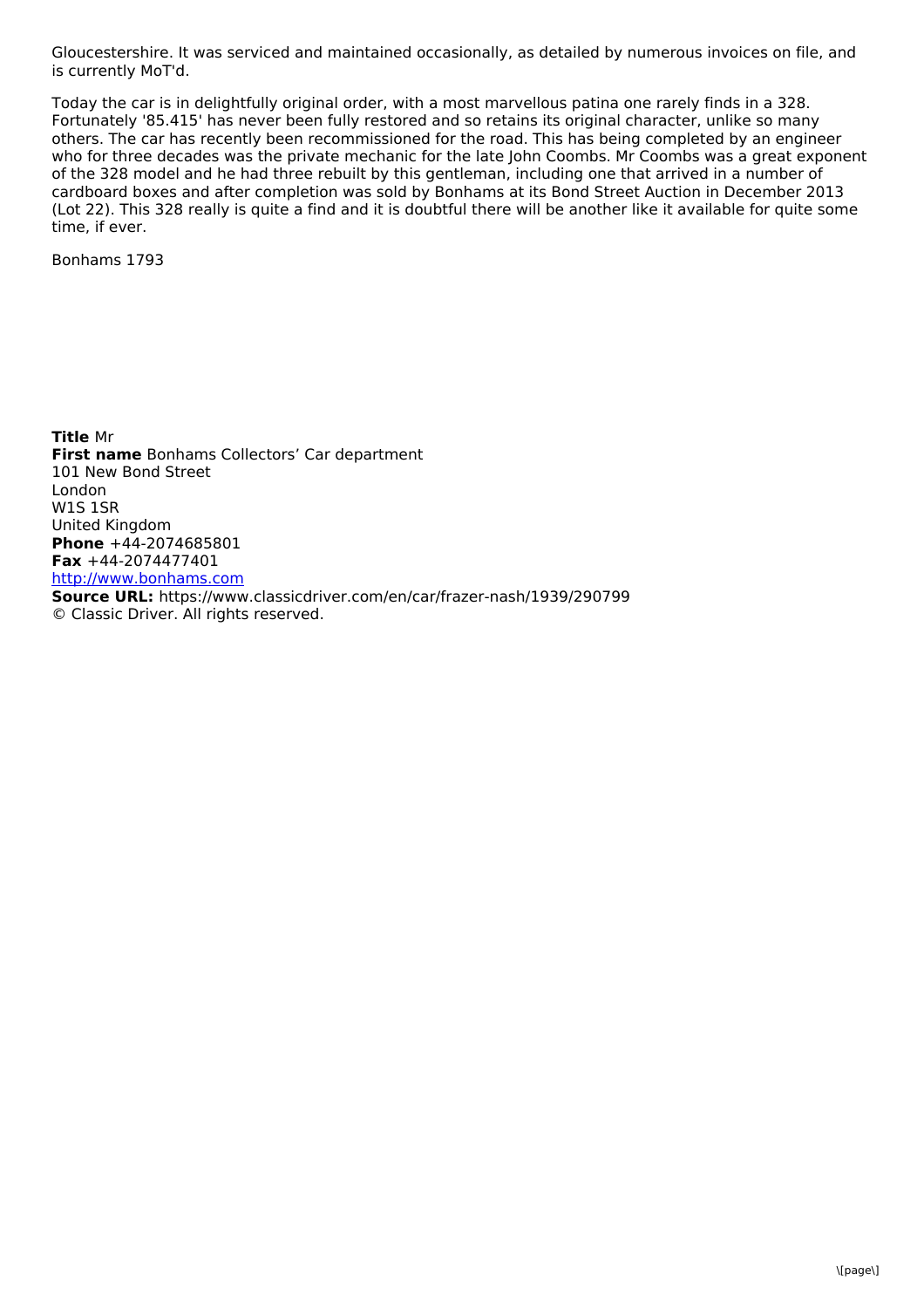Gloucestershire. It was serviced and maintained occasionally, as detailed by numerous invoices on file, and is currently MoT'd.

Today the car is in delightfully original order, with a most marvellous patina one rarely finds in a 328. Fortunately '85.415' has never been fully restored and so retains its original character, unlike so many others. The car has recently been recommissioned for the road. This has being completed by an engineer who for three decades was the private mechanic for the late John Coombs. Mr Coombs was a great exponent of the 328 model and he had three rebuilt by this gentleman, including one that arrived in a number of cardboard boxes and after completion was sold by Bonhams at its Bond Street Auction in December 2013 (Lot 22). This 328 really is quite a find and it is doubtful there will be another like it available for quite some time, if ever.

Bonhams 1793

**Title** Mr
**First name** Bonhams Collectors' Car department
101 New Bond Street
London
W1S 1SR
United Kingdom
**Phone** +44-2074685801
**Fax** +44-2074477401
[http://www.bonhams.com](http://www.bonhams.com)
**Source URL:** https://www.classicdriver.com/en/car/frazer-nash/1939/290799
© Classic Driver. All rights reserved.